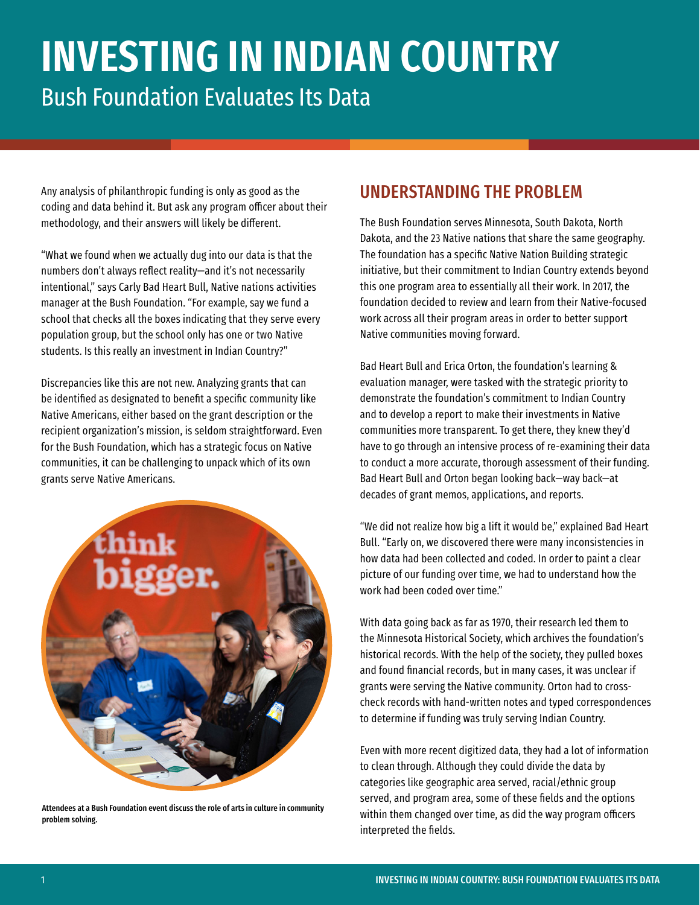# INVESTING IN INDIAN COUNTRY

## Bush Foundation Evaluates Its Data

Any analysis of philanthropic funding is only as good as the coding and data behind it. But ask any program officer about their methodology, and their answers will likely be different.

"What we found when we actually dug into our data is that the numbers don't always reflect reality—and it's not necessarily intentional," says Carly Bad Heart Bull, Native nations activities manager at the Bush Foundation. "For example, say we fund a school that checks all the boxes indicating that they serve every population group, but the school only has one or two Native students. Is this really an investment in Indian Country?"

Discrepancies like this are not new. Analyzing grants that can be identified as designated to benefit a specific community like Native Americans, either based on the grant description or the recipient organization's mission, is seldom straightforward. Even for the Bush Foundation, which has a strategic focus on Native communities, it can be challenging to unpack which of its own grants serve Native Americans.

**Attendees at a Bush Foundation event discuss the role of arts in culture in community problem solving.**

## UNDERSTANDING THE PROBLEM

The Bush Foundation serves Minnesota, South Dakota, North Dakota, and the 23 Native nations that share the same geography. The foundation has a specific Native Nation Building strategic initiative, but their commitment to Indian Country extends beyond this one program area to essentially all their work. In 2017, the foundation decided to review and learn from their Native-focused work across all their program areas in order to better support Native communities moving forward.

Bad Heart Bull and Erica Orton, the foundation's learning & evaluation manager, were tasked with the strategic priority to demonstrate the foundation's commitment to Indian Country and to develop a report to make their investments in Native communities more transparent. To get there, they knew they'd have to go through an intensive process of re-examining their data to conduct a more accurate, thorough assessment of their funding. Bad Heart Bull and Orton began looking back—way back—at decades of grant memos, applications, and reports.

"We did not realize how big a lift it would be," explained Bad Heart Bull. "Early on, we discovered there were many inconsistencies in how data had been collected and coded. In order to paint a clear picture of our funding over time, we had to understand how the work had been coded over time."

With data going back as far as 1970, their research led them to the Minnesota Historical Society, which archives the foundation's historical records. With the help of the society, they pulled boxes and found financial records, but in many cases, it was unclear if grants were serving the Native community. Orton had to cross-check records with hand-written notes and typed correspondences to determine if funding was truly serving Indian Country.

Even with more recent digitized data, they had a lot of information to clean through. Although they could divide the data by categories like geographic area served, racial/ethnic group served, and program area, some of these fields and the options within them changed over time, as did the way program officers interpreted the fields.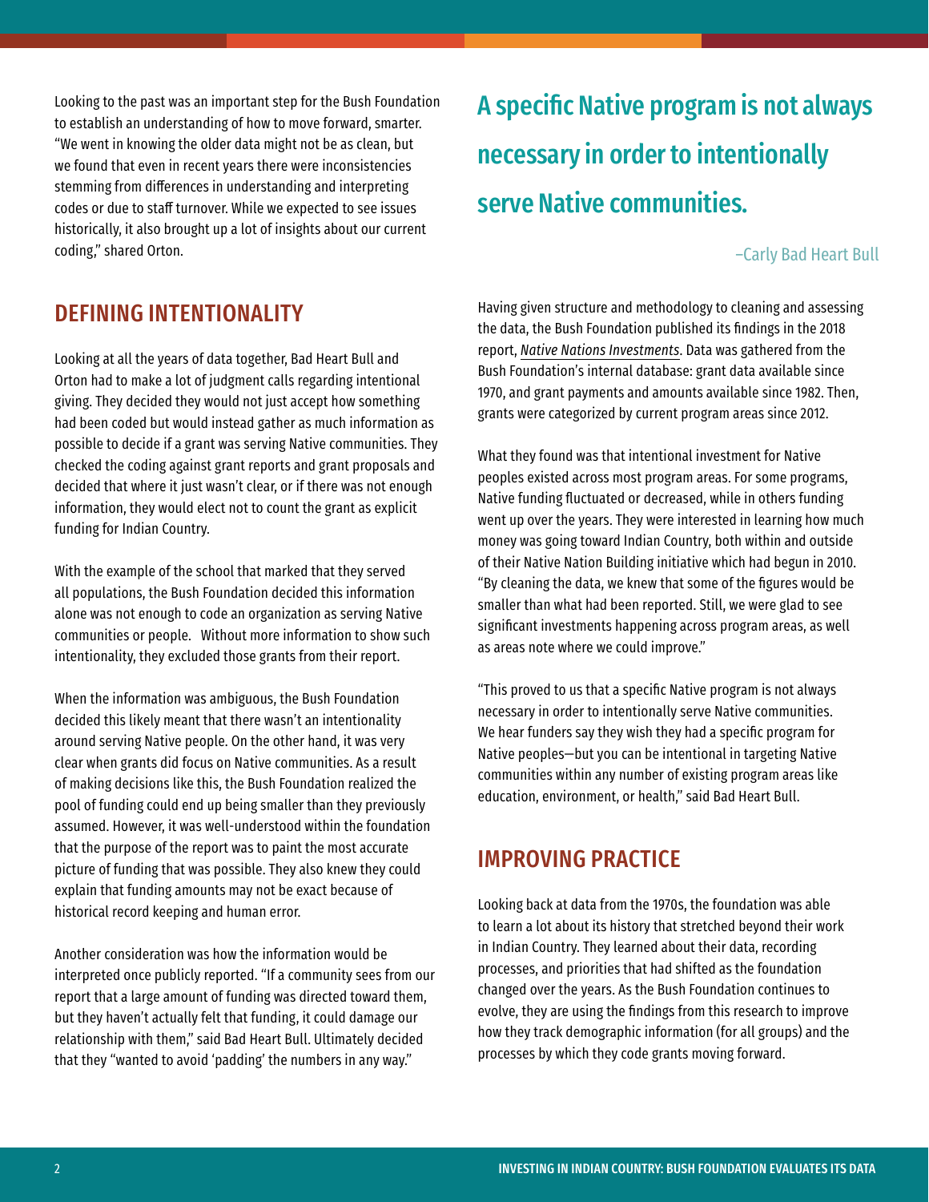Looking to the past was an important step for the Bush Foundation to establish an understanding of how to move forward, smarter. "We went in knowing the older data might not be as clean, but we found that even in recent years there were inconsistencies stemming from differences in understanding and interpreting codes or due to staff turnover. While we expected to see issues historically, it also brought up a lot of insights about our current coding," shared Orton.

## DEFINING INTENTIONALITY

Looking at all the years of data together, Bad Heart Bull and Orton had to make a lot of judgment calls regarding intentional giving. They decided they would not just accept how something had been coded but would instead gather as much information as possible to decide if a grant was serving Native communities. They checked the coding against grant reports and grant proposals and decided that where it just wasn't clear, or if there was not enough information, they would elect not to count the grant as explicit funding for Indian Country.

With the example of the school that marked that they served all populations, the Bush Foundation decided this information alone was not enough to code an organization as serving Native communities or people. Without more information to show such intentionality, they excluded those grants from their report.

When the information was ambiguous, the Bush Foundation decided this likely meant that there wasn't an intentionality around serving Native people. On the other hand, it was very clear when grants did focus on Native communities. As a result of making decisions like this, the Bush Foundation realized the pool of funding could end up being smaller than they previously assumed. However, it was well-understood within the foundation that the purpose of the report was to paint the most accurate picture of funding that was possible. They also knew they could explain that funding amounts may not be exact because of historical record keeping and human error.

Another consideration was how the information would be interpreted once publicly reported. "If a community sees from our report that a large amount of funding was directed toward them, but they haven't actually felt that funding, it could damage our relationship with them," said Bad Heart Bull. Ultimately decided that they "wanted to avoid 'padding' the numbers in any way."

> **A specific Native program is not always necessary in order to intentionally serve Native communities.**
>
> –Carly Bad Heart Bull

Having given structure and methodology to cleaning and assessing the data, the Bush Foundation published its findings in the 2018 report, *Native Nations Investments*. Data was gathered from the Bush Foundation's internal database: grant data available since 1970, and grant payments and amounts available since 1982. Then, grants were categorized by current program areas since 2012.

What they found was that intentional investment for Native peoples existed across most program areas. For some programs, Native funding fluctuated or decreased, while in others funding went up over the years. They were interested in learning how much money was going toward Indian Country, both within and outside of their Native Nation Building initiative which had begun in 2010. "By cleaning the data, we knew that some of the figures would be smaller than what had been reported. Still, we were glad to see significant investments happening across program areas, as well as areas note where we could improve."

"This proved to us that a specific Native program is not always necessary in order to intentionally serve Native communities. We hear funders say they wish they had a specific program for Native peoples—but you can be intentional in targeting Native communities within any number of existing program areas like education, environment, or health," said Bad Heart Bull.

## IMPROVING PRACTICE

Looking back at data from the 1970s, the foundation was able to learn a lot about its history that stretched beyond their work in Indian Country. They learned about their data, recording processes, and priorities that had shifted as the foundation changed over the years. As the Bush Foundation continues to evolve, they are using the findings from this research to improve how they track demographic information (for all groups) and the processes by which they code grants moving forward.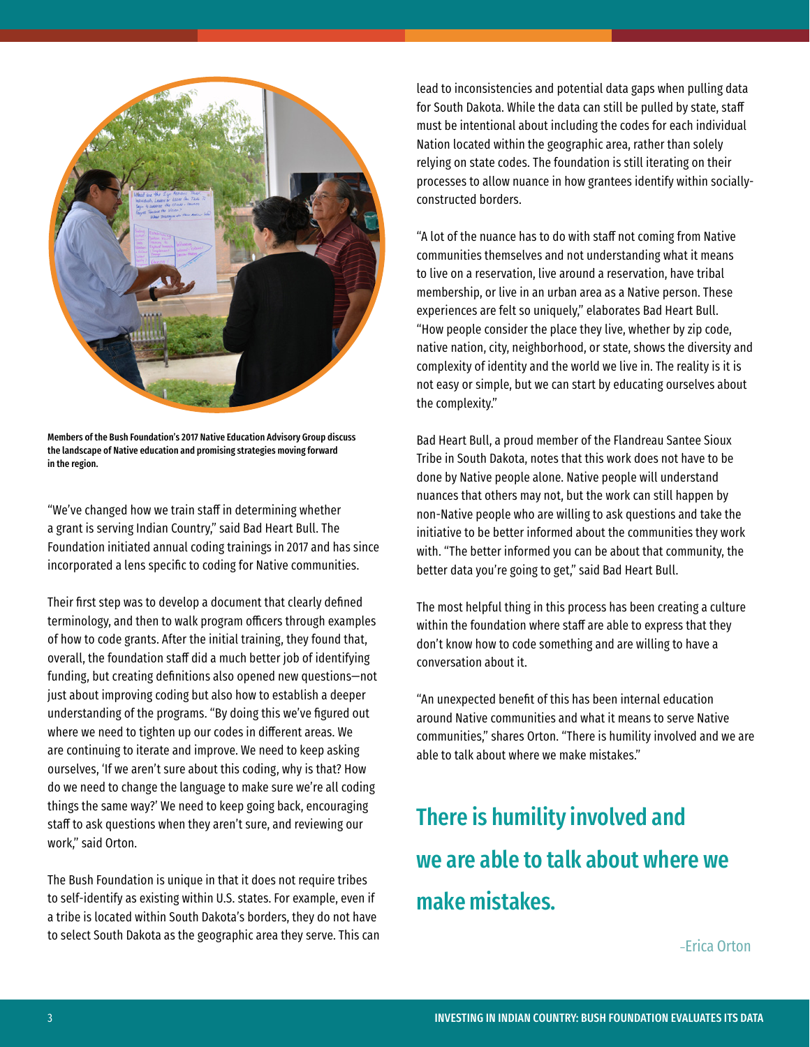Members of the Bush Foundation's 2017 Native Education Advisory Group discuss the landscape of Native education and promising strategies moving forward in the region.

"We've changed how we train staff in determining whether a grant is serving Indian Country," said Bad Heart Bull. The Foundation initiated annual coding trainings in 2017 and has since incorporated a lens specific to coding for Native communities.

Their first step was to develop a document that clearly defined terminology, and then to walk program officers through examples of how to code grants. After the initial training, they found that, overall, the foundation staff did a much better job of identifying funding, but creating definitions also opened new questions—not just about improving coding but also how to establish a deeper understanding of the programs. "By doing this we've figured out where we need to tighten up our codes in different areas. We are continuing to iterate and improve. We need to keep asking ourselves, 'If we aren't sure about this coding, why is that? How do we need to change the language to make sure we're all coding things the same way?' We need to keep going back, encouraging staff to ask questions when they aren't sure, and reviewing our work," said Orton.

The Bush Foundation is unique in that it does not require tribes to self-identify as existing within U.S. states. For example, even if a tribe is located within South Dakota's borders, they do not have to select South Dakota as the geographic area they serve. This can lead to inconsistencies and potential data gaps when pulling data for South Dakota. While the data can still be pulled by state, staff must be intentional about including the codes for each individual Nation located within the geographic area, rather than solely relying on state codes. The foundation is still iterating on their processes to allow nuance in how grantees identify within socially-constructed borders.

"A lot of the nuance has to do with staff not coming from Native communities themselves and not understanding what it means to live on a reservation, live around a reservation, have tribal membership, or live in an urban area as a Native person. These experiences are felt so uniquely," elaborates Bad Heart Bull. "How people consider the place they live, whether by zip code, native nation, city, neighborhood, or state, shows the diversity and complexity of identity and the world we live in. The reality is it is not easy or simple, but we can start by educating ourselves about the complexity."

Bad Heart Bull, a proud member of the Flandreau Santee Sioux Tribe in South Dakota, notes that this work does not have to be done by Native people alone. Native people will understand nuances that others may not, but the work can still happen by non-Native people who are willing to ask questions and take the initiative to be better informed about the communities they work with. "The better informed you can be about that community, the better data you're going to get," said Bad Heart Bull.

The most helpful thing in this process has been creating a culture within the foundation where staff are able to express that they don't know how to code something and are willing to have a conversation about it.

"An unexpected benefit of this has been internal education around Native communities and what it means to serve Native communities," shares Orton. "There is humility involved and we are able to talk about where we make mistakes."

> **There is humility involved and we are able to talk about where we make mistakes.**
>
> -Erica Orton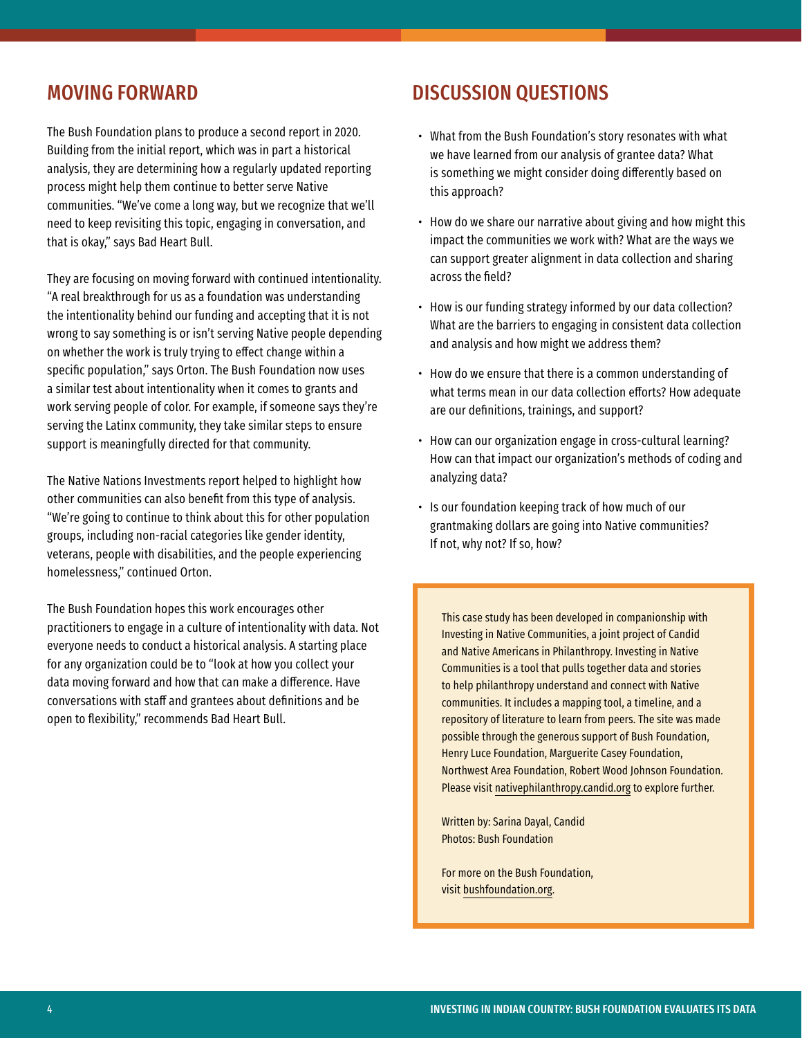## MOVING FORWARD

The Bush Foundation plans to produce a second report in 2020. Building from the initial report, which was in part a historical analysis, they are determining how a regularly updated reporting process might help them continue to better serve Native communities. "We've come a long way, but we recognize that we'll need to keep revisiting this topic, engaging in conversation, and that is okay," says Bad Heart Bull.

They are focusing on moving forward with continued intentionality. "A real breakthrough for us as a foundation was understanding the intentionality behind our funding and accepting that it is not wrong to say something is or isn't serving Native people depending on whether the work is truly trying to effect change within a specific population," says Orton. The Bush Foundation now uses a similar test about intentionality when it comes to grants and work serving people of color. For example, if someone says they're serving the Latinx community, they take similar steps to ensure support is meaningfully directed for that community.

The Native Nations Investments report helped to highlight how other communities can also benefit from this type of analysis. "We're going to continue to think about this for other population groups, including non-racial categories like gender identity, veterans, people with disabilities, and the people experiencing homelessness," continued Orton.

The Bush Foundation hopes this work encourages other practitioners to engage in a culture of intentionality with data. Not everyone needs to conduct a historical analysis. A starting place for any organization could be to "look at how you collect your data moving forward and how that can make a difference. Have conversations with staff and grantees about definitions and be open to flexibility," recommends Bad Heart Bull.

## DISCUSSION QUESTIONS

- What from the Bush Foundation's story resonates with what we have learned from our analysis of grantee data? What is something we might consider doing differently based on this approach?
- How do we share our narrative about giving and how might this impact the communities we work with? What are the ways we can support greater alignment in data collection and sharing across the field?
- How is our funding strategy informed by our data collection? What are the barriers to engaging in consistent data collection and analysis and how might we address them?
- How do we ensure that there is a common understanding of what terms mean in our data collection efforts? How adequate are our definitions, trainings, and support?
- How can our organization engage in cross-cultural learning? How can that impact our organization's methods of coding and analyzing data?
- Is our foundation keeping track of how much of our grantmaking dollars are going into Native communities? If not, why not? If so, how?

This case study has been developed in companionship with Investing in Native Communities, a joint project of Candid and Native Americans in Philanthropy. Investing in Native Communities is a tool that pulls together data and stories to help philanthropy understand and connect with Native communities. It includes a mapping tool, a timeline, and a repository of literature to learn from peers. The site was made possible through the generous support of Bush Foundation, Henry Luce Foundation, Marguerite Casey Foundation, Northwest Area Foundation, Robert Wood Johnson Foundation. Please visit nativephilanthropy.candid.org to explore further.

Written by: Sarina Dayal, Candid
Photos: Bush Foundation

For more on the Bush Foundation, visit bushfoundation.org.